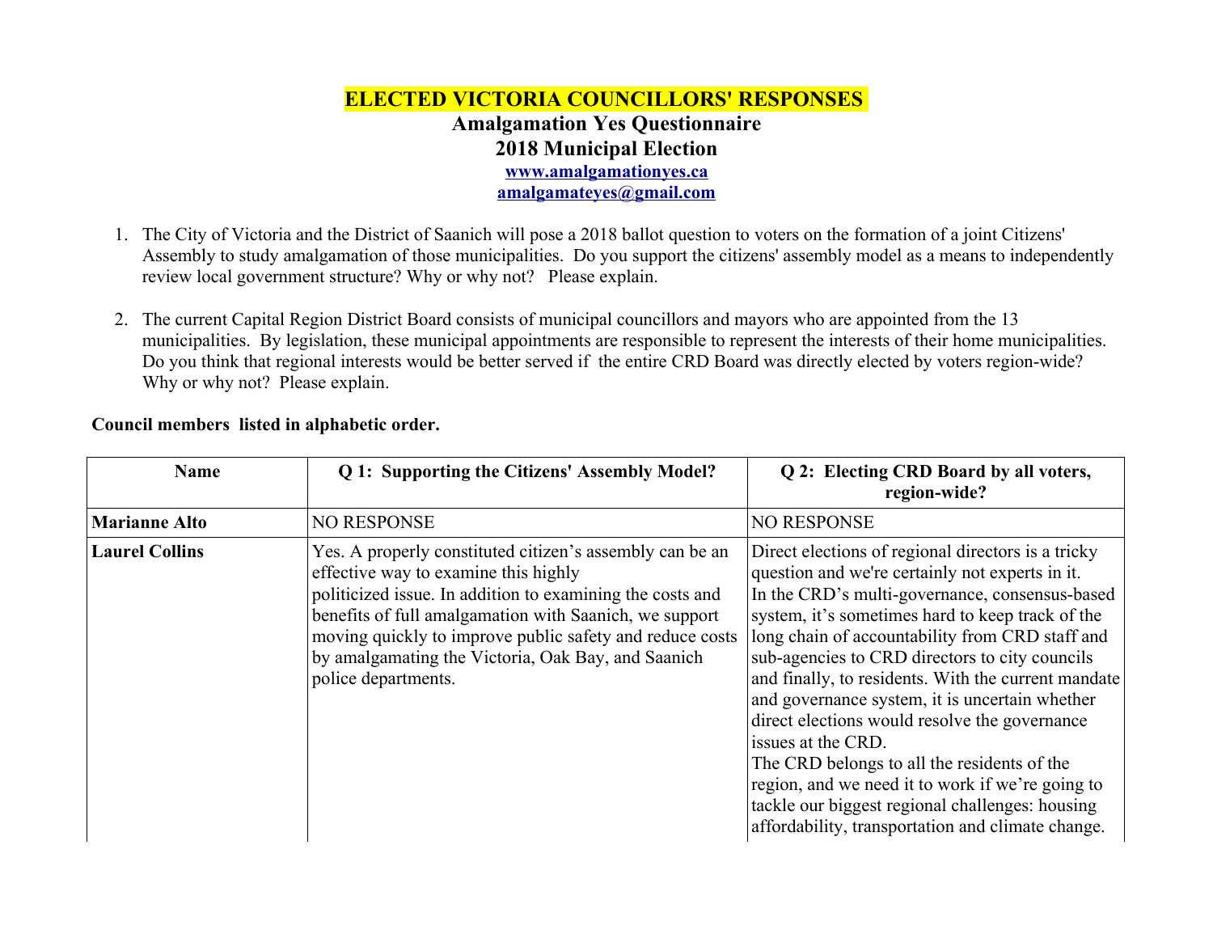# ELECTED VICTORIA COUNCILLORS' RESPONSES

## Amalgamation Yes Questionnaire

## 2018 Municipal Election

**www.amalgamationyes.ca**
**amalgamateyes@gmail.com**

1. The City of Victoria and the District of Saanich will pose a 2018 ballot question to voters on the formation of a joint Citizens' Assembly to study amalgamation of those municipalities. Do you support the citizens' assembly model as a means to independently review local government structure? Why or why not? Please explain.

2. The current Capital Region District Board consists of municipal councillors and mayors who are appointed from the 13 municipalities. By legislation, these municipal appointments are responsible to represent the interests of their home municipalities. Do you think that regional interests would be better served if the entire CRD Board was directly elected by voters region-wide? Why or why not? Please explain.

**Council members listed in alphabetic order.**

| Name | Q 1: Supporting the Citizens' Assembly Model? | Q 2: Electing CRD Board by all voters, region-wide? |
|---|---|---|
| **Marianne Alto** | NO RESPONSE | NO RESPONSE |
| **Laurel Collins** | Yes. A properly constituted citizen's assembly can be an effective way to examine this highly politicized issue. In addition to examining the costs and benefits of full amalgamation with Saanich, we support moving quickly to improve public safety and reduce costs by amalgamating the Victoria, Oak Bay, and Saanich police departments. | Direct elections of regional directors is a tricky question and we're certainly not experts in it. In the CRD's multi-governance, consensus-based system, it's sometimes hard to keep track of the long chain of accountability from CRD staff and sub-agencies to CRD directors to city councils and finally, to residents. With the current mandate and governance system, it is uncertain whether direct elections would resolve the governance issues at the CRD. The CRD belongs to all the residents of the region, and we need it to work if we're going to tackle our biggest regional challenges: housing affordability, transportation and climate change. |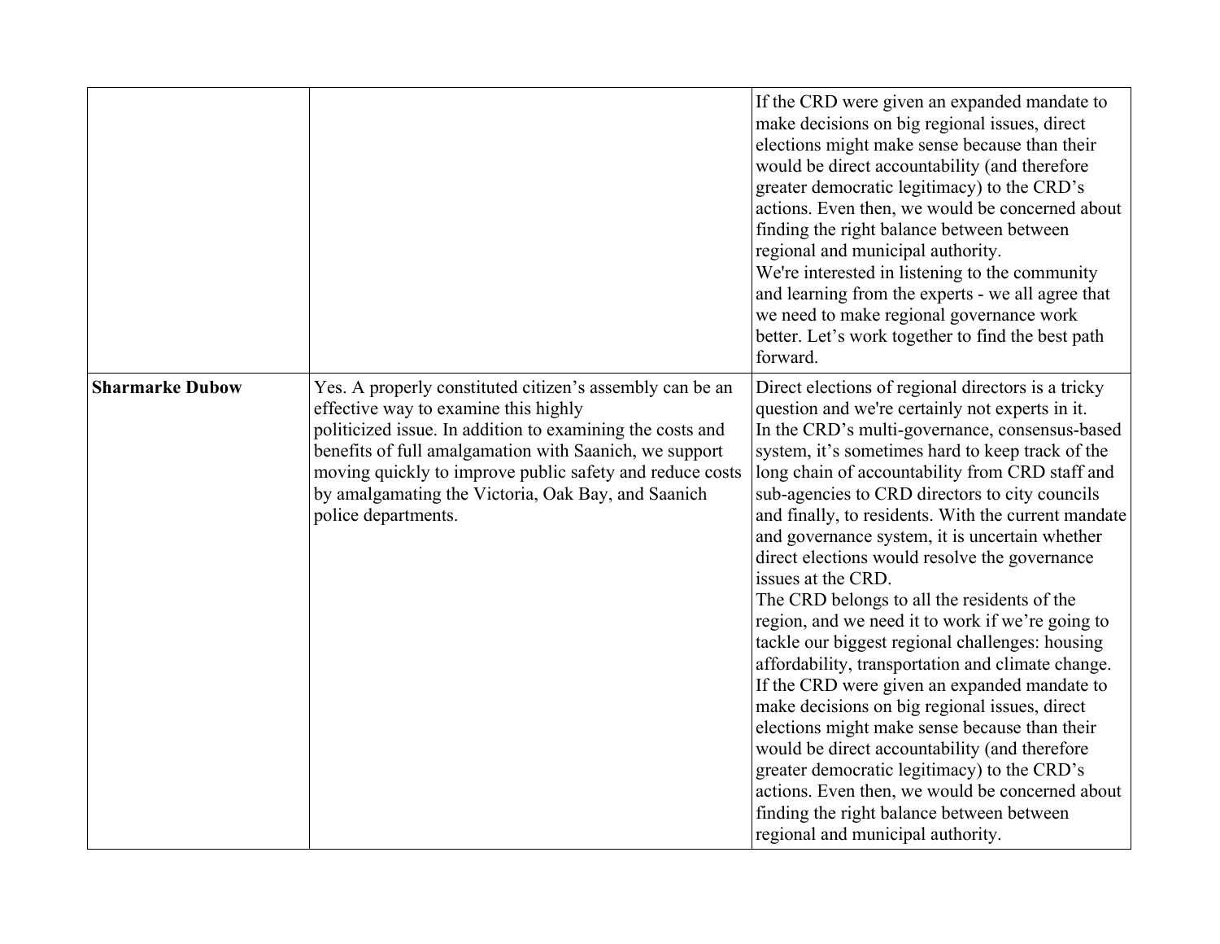| | | |
|---|---|---|
| | | If the CRD were given an expanded mandate to make decisions on big regional issues, direct elections might make sense because than their would be direct accountability (and therefore greater democratic legitimacy) to the CRD's actions. Even then, we would be concerned about finding the right balance between between regional and municipal authority.<br>We're interested in listening to the community and learning from the experts - we all agree that we need to make regional governance work better. Let's work together to find the best path forward. |
| **Sharmarke Dubow** | Yes. A properly constituted citizen's assembly can be an effective way to examine this highly politicized issue. In addition to examining the costs and benefits of full amalgamation with Saanich, we support moving quickly to improve public safety and reduce costs by amalgamating the Victoria, Oak Bay, and Saanich police departments. | Direct elections of regional directors is a tricky question and we're certainly not experts in it.<br>In the CRD's multi-governance, consensus-based system, it's sometimes hard to keep track of the long chain of accountability from CRD staff and sub-agencies to CRD directors to city councils and finally, to residents. With the current mandate and governance system, it is uncertain whether direct elections would resolve the governance issues at the CRD.<br>The CRD belongs to all the residents of the region, and we need it to work if we're going to tackle our biggest regional challenges: housing affordability, transportation and climate change.<br>If the CRD were given an expanded mandate to make decisions on big regional issues, direct elections might make sense because than their would be direct accountability (and therefore greater democratic legitimacy) to the CRD's actions. Even then, we would be concerned about finding the right balance between between regional and municipal authority. |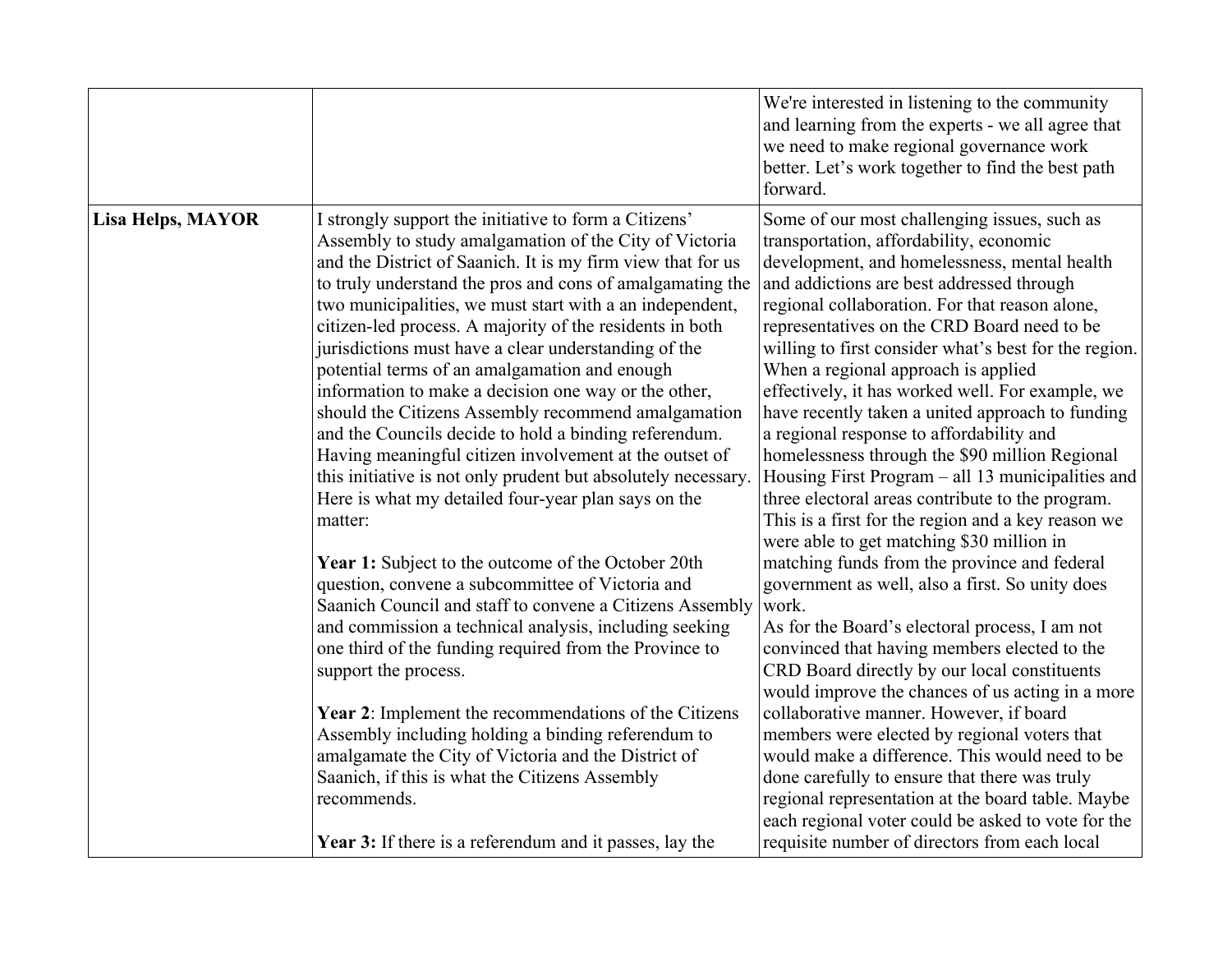| | | |
|---|---|---|
| | | We're interested in listening to the community and learning from the experts - we all agree that we need to make regional governance work better. Let's work together to find the best path forward. |
| **Lisa Helps, MAYOR** | I strongly support the initiative to form a Citizens' Assembly to study amalgamation of the City of Victoria and the District of Saanich. It is my firm view that for us to truly understand the pros and cons of amalgamating the two municipalities, we must start with a an independent, citizen-led process. A majority of the residents in both jurisdictions must have a clear understanding of the potential terms of an amalgamation and enough information to make a decision one way or the other, should the Citizens Assembly recommend amalgamation and the Councils decide to hold a binding referendum. Having meaningful citizen involvement at the outset of this initiative is not only prudent but absolutely necessary. Here is what my detailed four-year plan says on the matter:<br><br>**Year 1:** Subject to the outcome of the October 20th question, convene a subcommittee of Victoria and Saanich Council and staff to convene a Citizens Assembly and commission a technical analysis, including seeking one third of the funding required from the Province to support the process.<br><br>**Year 2**: Implement the recommendations of the Citizens Assembly including holding a binding referendum to amalgamate the City of Victoria and the District of Saanich, if this is what the Citizens Assembly recommends.<br><br>**Year 3:** If there is a referendum and it passes, lay the | Some of our most challenging issues, such as transportation, affordability, economic development, and homelessness, mental health and addictions are best addressed through regional collaboration. For that reason alone, representatives on the CRD Board need to be willing to first consider what's best for the region. When a regional approach is applied effectively, it has worked well. For example, we have recently taken a united approach to funding a regional response to affordability and homelessness through the $90 million Regional Housing First Program – all 13 municipalities and three electoral areas contribute to the program. This is a first for the region and a key reason we were able to get matching $30 million in matching funds from the province and federal government as well, also a first. So unity does work.<br>As for the Board's electoral process, I am not convinced that having members elected to the CRD Board directly by our local constituents would improve the chances of us acting in a more collaborative manner. However, if board members were elected by regional voters that would make a difference. This would need to be done carefully to ensure that there was truly regional representation at the board table. Maybe each regional voter could be asked to vote for the requisite number of directors from each local |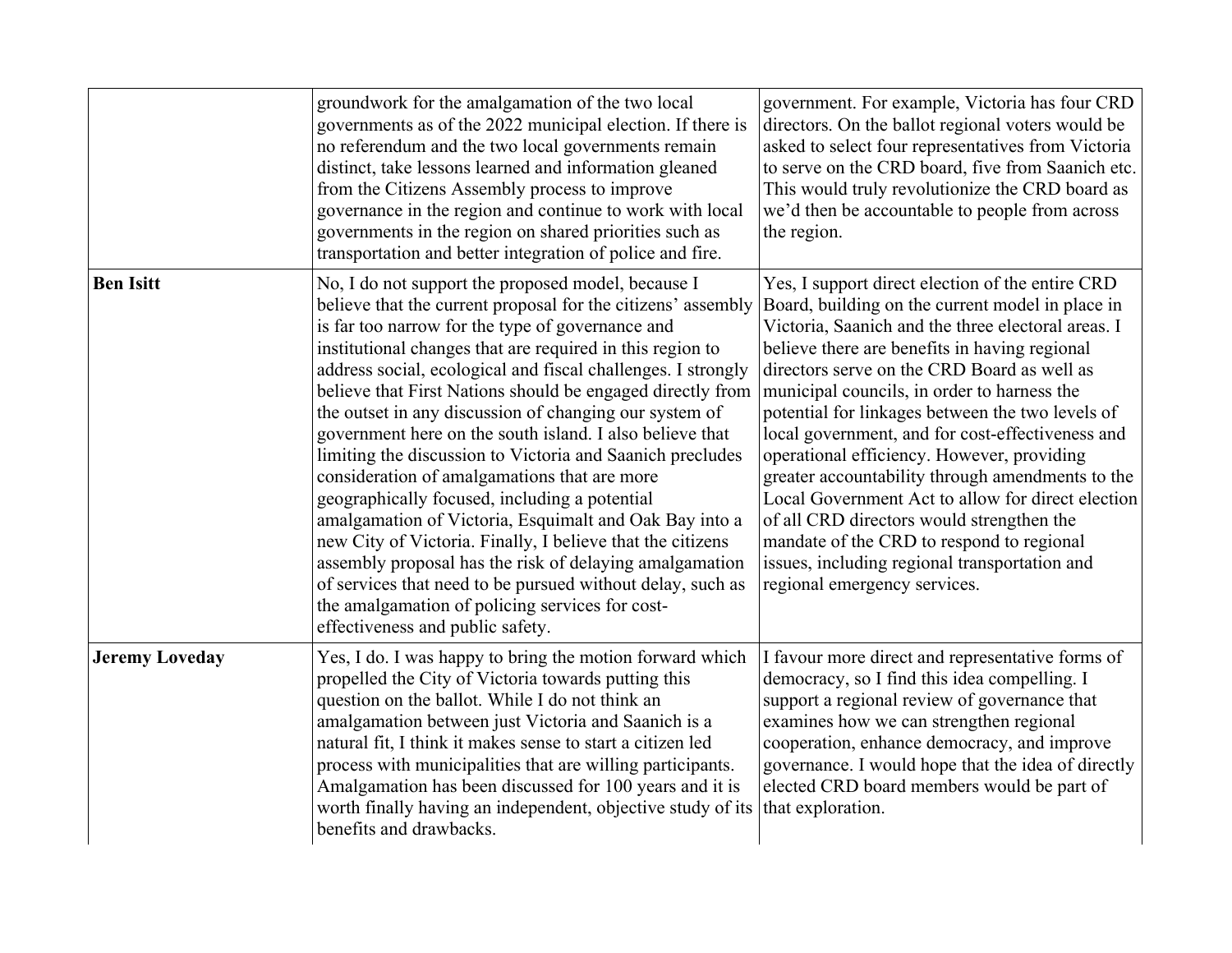| | | |
|---|---|---|
| | groundwork for the amalgamation of the two local governments as of the 2022 municipal election. If there is no referendum and the two local governments remain distinct, take lessons learned and information gleaned from the Citizens Assembly process to improve governance in the region and continue to work with local governments in the region on shared priorities such as transportation and better integration of police and fire. | government. For example, Victoria has four CRD directors. On the ballot regional voters would be asked to select four representatives from Victoria to serve on the CRD board, five from Saanich etc. This would truly revolutionize the CRD board as we'd then be accountable to people from across the region. |
| **Ben Isitt** | No, I do not support the proposed model, because I believe that the current proposal for the citizens' assembly is far too narrow for the type of governance and institutional changes that are required in this region to address social, ecological and fiscal challenges. I strongly believe that First Nations should be engaged directly from the outset in any discussion of changing our system of government here on the south island. I also believe that limiting the discussion to Victoria and Saanich precludes consideration of amalgamations that are more geographically focused, including a potential amalgamation of Victoria, Esquimalt and Oak Bay into a new City of Victoria. Finally, I believe that the citizens assembly proposal has the risk of delaying amalgamation of services that need to be pursued without delay, such as the amalgamation of policing services for cost-effectiveness and public safety. | Yes, I support direct election of the entire CRD Board, building on the current model in place in Victoria, Saanich and the three electoral areas. I believe there are benefits in having regional directors serve on the CRD Board as well as municipal councils, in order to harness the potential for linkages between the two levels of local government, and for cost-effectiveness and operational efficiency. However, providing greater accountability through amendments to the Local Government Act to allow for direct election of all CRD directors would strengthen the mandate of the CRD to respond to regional issues, including regional transportation and regional emergency services. |
| **Jeremy Loveday** | Yes, I do. I was happy to bring the motion forward which propelled the City of Victoria towards putting this question on the ballot. While I do not think an amalgamation between just Victoria and Saanich is a natural fit, I think it makes sense to start a citizen led process with municipalities that are willing participants. Amalgamation has been discussed for 100 years and it is worth finally having an independent, objective study of its benefits and drawbacks. | I favour more direct and representative forms of democracy, so I find this idea compelling. I support a regional review of governance that examines how we can strengthen regional cooperation, enhance democracy, and improve governance. I would hope that the idea of directly elected CRD board members would be part of that exploration. |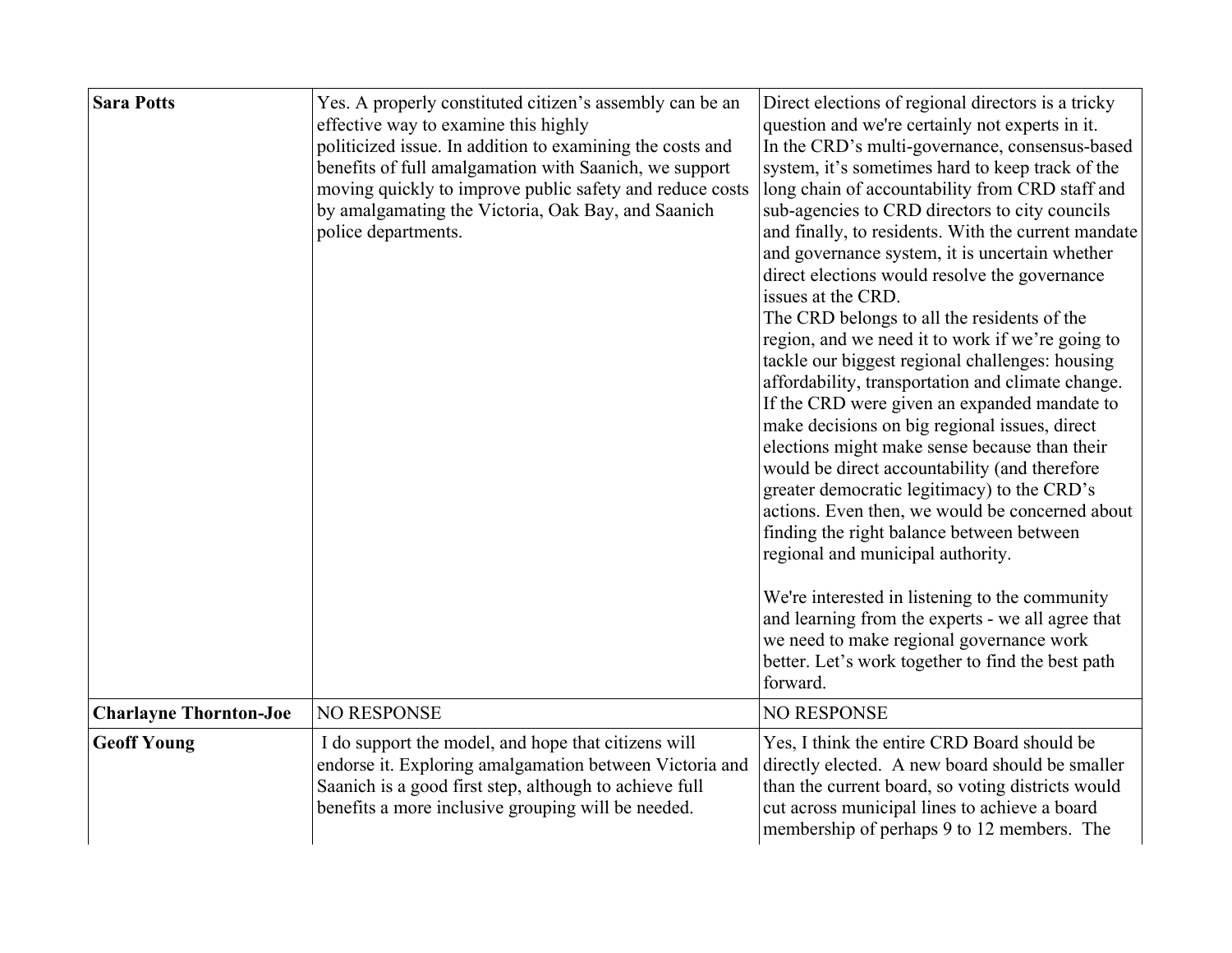| | | |
|---|---|---|
| **Sara Potts** | Yes. A properly constituted citizen's assembly can be an effective way to examine this highly politicized issue. In addition to examining the costs and benefits of full amalgamation with Saanich, we support moving quickly to improve public safety and reduce costs by amalgamating the Victoria, Oak Bay, and Saanich police departments. | Direct elections of regional directors is a tricky question and we're certainly not experts in it. In the CRD's multi-governance, consensus-based system, it's sometimes hard to keep track of the long chain of accountability from CRD staff and sub-agencies to CRD directors to city councils and finally, to residents. With the current mandate and governance system, it is uncertain whether direct elections would resolve the governance issues at the CRD. The CRD belongs to all the residents of the region, and we need it to work if we're going to tackle our biggest regional challenges: housing affordability, transportation and climate change. If the CRD were given an expanded mandate to make decisions on big regional issues, direct elections might make sense because than their would be direct accountability (and therefore greater democratic legitimacy) to the CRD's actions. Even then, we would be concerned about finding the right balance between between regional and municipal authority.<br><br>We're interested in listening to the community and learning from the experts - we all agree that we need to make regional governance work better. Let's work together to find the best path forward. |
| **Charlayne Thornton-Joe** | NO RESPONSE | NO RESPONSE |
| **Geoff Young** | I do support the model, and hope that citizens will endorse it. Exploring amalgamation between Victoria and Saanich is a good first step, although to achieve full benefits a more inclusive grouping will be needed. | Yes, I think the entire CRD Board should be directly elected. A new board should be smaller than the current board, so voting districts would cut across municipal lines to achieve a board membership of perhaps 9 to 12 members. The |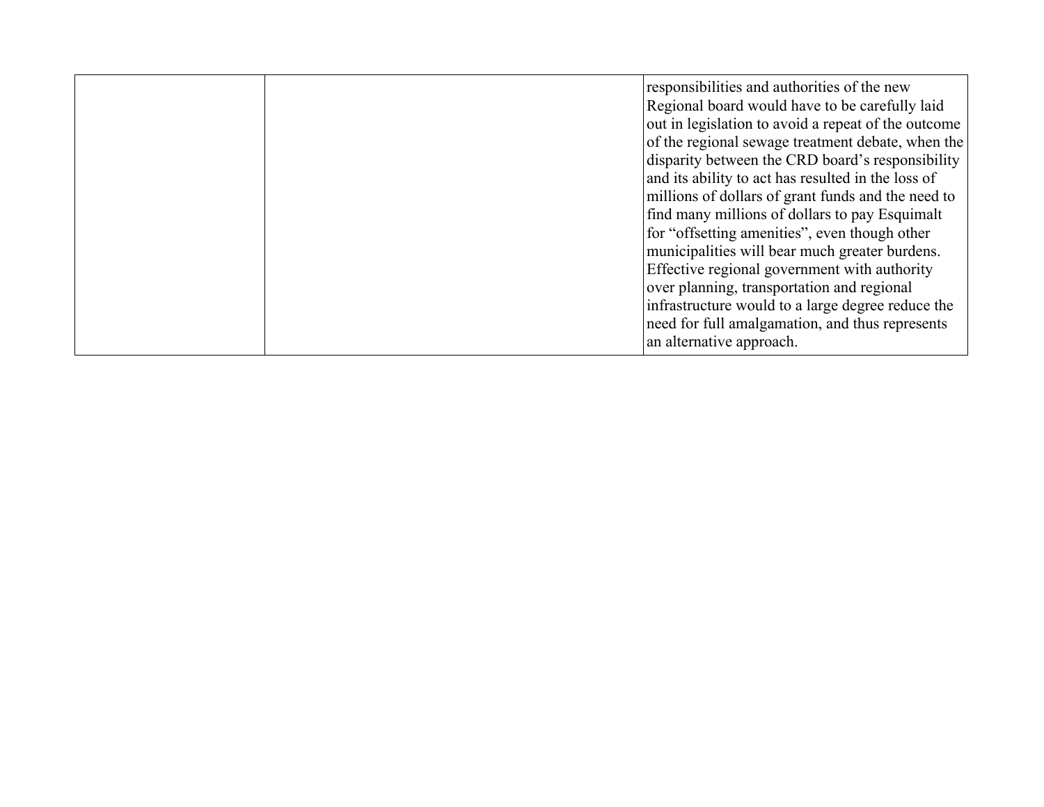| | | |
|---|---|---|
| | | responsibilities and authorities of the new Regional board would have to be carefully laid out in legislation to avoid a repeat of the outcome of the regional sewage treatment debate, when the disparity between the CRD board's responsibility and its ability to act has resulted in the loss of millions of dollars of grant funds and the need to find many millions of dollars to pay Esquimalt for "offsetting amenities", even though other municipalities will bear much greater burdens. Effective regional government with authority over planning, transportation and regional infrastructure would to a large degree reduce the need for full amalgamation, and thus represents an alternative approach. |